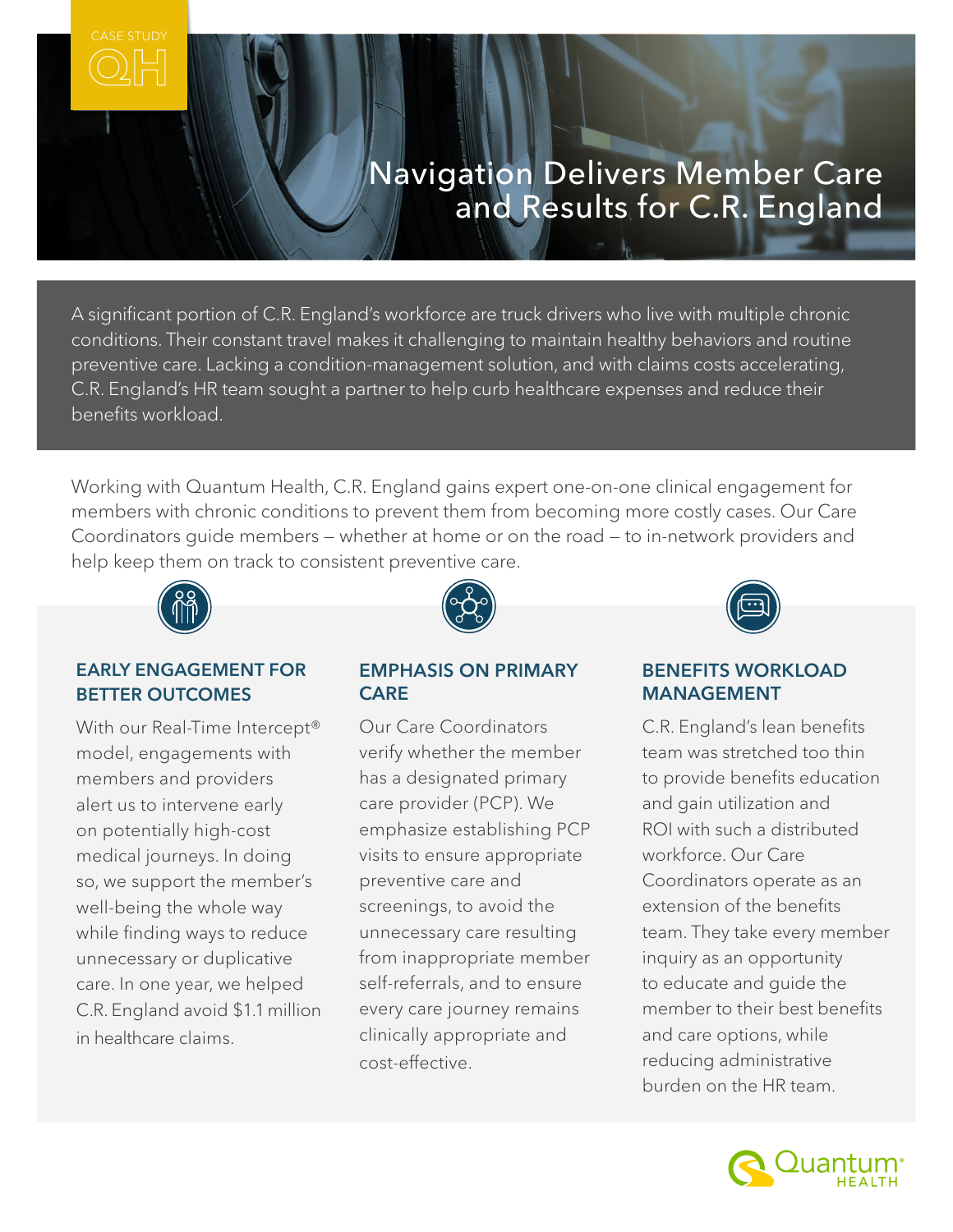CASE STUDY

# Navigation Delivers Member Care and Results for C.R. England

A significant portion of C.R. England's workforce are truck drivers who live with multiple chronic conditions. Their constant travel makes it challenging to maintain healthy behaviors and routine preventive care. Lacking a condition-management solution, and with claims costs accelerating, C.R. England's HR team sought a partner to help curb healthcare expenses and reduce their benefits workload.

Working with Quantum Health, C.R. England gains expert one-on-one clinical engagement for members with chronic conditions to prevent them from becoming more costly cases. Our Care Coordinators guide members – whether at home or on the road – to in-network providers and help keep them on track to consistent preventive care.

## EARLY ENGAGEMENT FOR BETTER OUTCOMES

With our Real-Time Intercept® model, engagements with members and providers alert us to intervene early on potentially high-cost medical journeys. In doing so, we support the member's well-being the whole way while finding ways to reduce unnecessary or duplicative care. In one year, we helped C.R. England avoid $1.1 million in healthcare claims.

## EMPHASIS ON PRIMARY CARE

Our Care Coordinators verify whether the member has a designated primary care provider (PCP). We emphasize establishing PCP visits to ensure appropriate preventive care and screenings, to avoid the unnecessary care resulting from inappropriate member self-referrals, and to ensure every care journey remains clinically appropriate and cost-effective.

## BENEFITS WORKLOAD MANAGEMENT

C.R. England's lean benefits team was stretched too thin to provide benefits education and gain utilization and ROI with such a distributed workforce. Our Care Coordinators operate as an extension of the benefits team. They take every member inquiry as an opportunity to educate and guide the member to their best benefits and care options, while reducing administrative burden on the HR team.

Quantum® HEALTH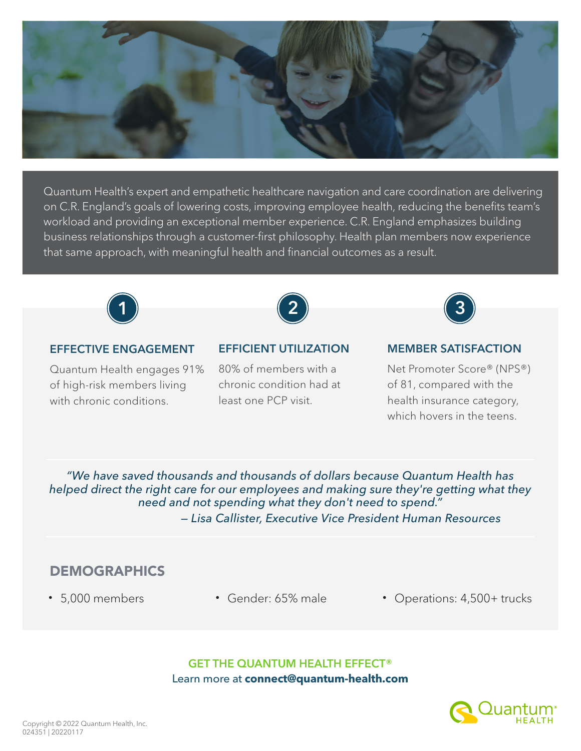Quantum Health's expert and empathetic healthcare navigation and care coordination are delivering on C.R. England's goals of lowering costs, improving employee health, reducing the benefits team's workload and providing an exceptional member experience. C.R. England emphasizes building business relationships through a customer-first philosophy. Health plan members now experience that same approach, with meaningful health and financial outcomes as a result.

1

### EFFECTIVE ENGAGEMENT

Quantum Health engages 91% of high-risk members living with chronic conditions.

2

### EFFICIENT UTILIZATION

80% of members with a chronic condition had at least one PCP visit.

3

### MEMBER SATISFACTION

Net Promoter Score® (NPS®) of 81, compared with the health insurance category, which hovers in the teens.

*"We have saved thousands and thousands of dollars because Quantum Health has helped direct the right care for our employees and making sure they're getting what they need and not spending what they don't need to spend."*

*— Lisa Callister, Executive Vice President Human Resources*

## DEMOGRAPHICS

- 5,000 members
- Gender: 65% male
- Operations: 4,500+ trucks

**GET THE QUANTUM HEALTH EFFECT®**

Learn more at **connect@quantum-health.com**

Quantum® HEALTH

Copyright © 2022 Quantum Health, Inc.
024351 | 20220117